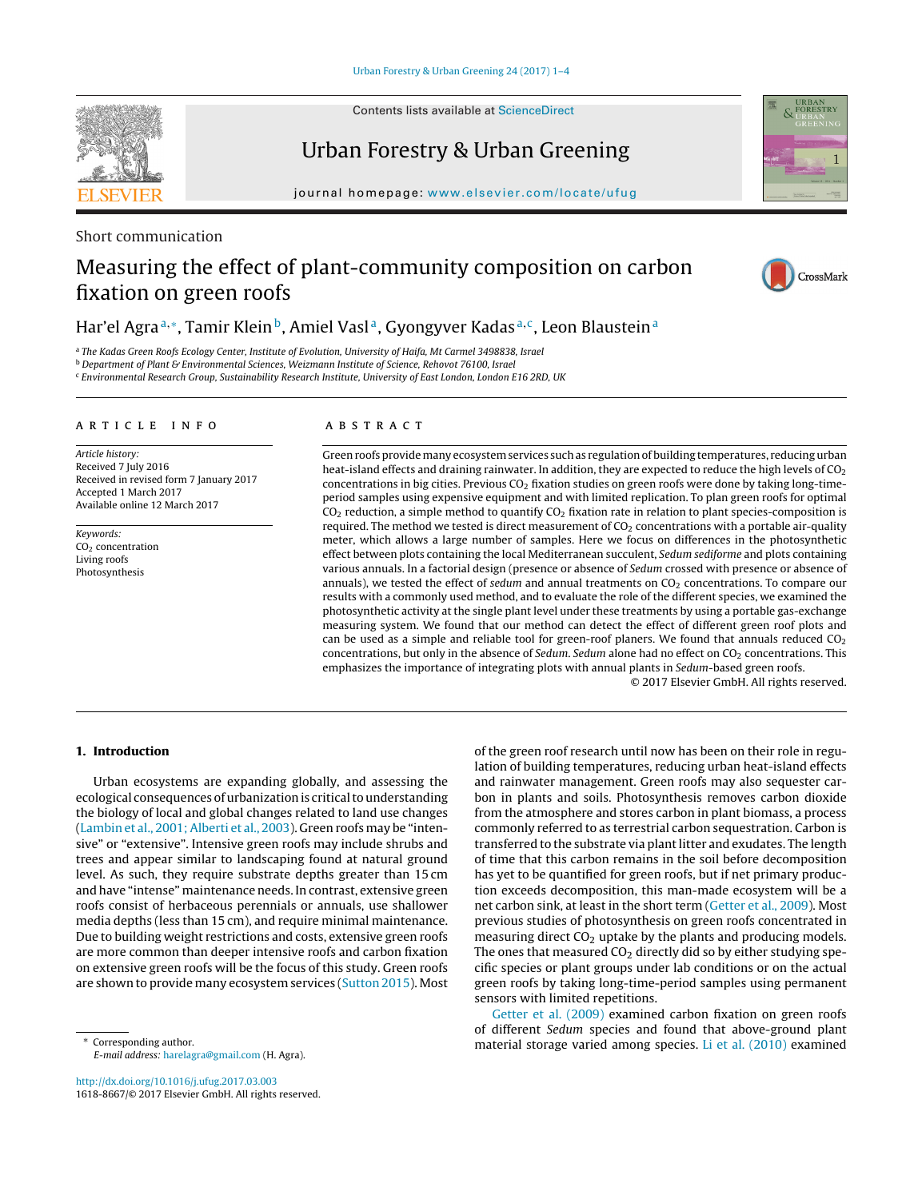Short communication

# Measuring the effect of plant-community composition on carbon fixation on green roofs

Har'el Agra[a,*], Tamir Klein[b], Amiel Vasl[a], Gyongyver Kadas[a,c], Leon Blaustein[a]

[a] The Kadas Green Roofs Ecology Center, Institute of Evolution, University of Haifa, Mt Carmel 3498838, Israel
[b] Department of Plant & Environmental Sciences, Weizmann Institute of Science, Rehovot 76100, Israel
[c] Environmental Research Group, Sustainability Research Institute, University of East London, London E16 2RD, UK

**ARTICLE INFO**

*Article history:*
Received 7 July 2016
Received in revised form 7 January 2017
Accepted 1 March 2017
Available online 12 March 2017

*Keywords:*
$CO_2$ concentration
Living roofs
Photosynthesis

**ABSTRACT**

Green roofs provide many ecosystem services such as regulation of building temperatures, reducing urban heat-island effects and draining rainwater. In addition, they are expected to reduce the high levels of $CO_2$ concentrations in big cities. Previous $CO_2$ fixation studies on green roofs were done by taking long-time-period samples using expensive equipment and with limited replication. To plan green roofs for optimal $CO_2$ reduction, a simple method to quantify $CO_2$ fixation rate in relation to plant species-composition is required. The method we tested is direct measurement of $CO_2$ concentrations with a portable air-quality meter, which allows a large number of samples. Here we focus on differences in the photosynthetic effect between plots containing the local Mediterranean succulent, *Sedum sediforme* and plots containing various annuals. In a factorial design (presence or absence of *Sedum* crossed with presence or absence of annuals), we tested the effect of *sedum* and annual treatments on $CO_2$ concentrations. To compare our results with a commonly used method, and to evaluate the role of the different species, we examined the photosynthetic activity at the single plant level under these treatments by using a portable gas-exchange measuring system. We found that our method can detect the effect of different green roof plots and can be used as a simple and reliable tool for green-roof planers. We found that annuals reduced $CO_2$ concentrations, but only in the absence of *Sedum*. *Sedum* alone had no effect on $CO_2$ concentrations. This emphasizes the importance of integrating plots with annual plants in *Sedum*-based green roofs.

© 2017 Elsevier GmbH. All rights reserved.

## 1. Introduction

Urban ecosystems are expanding globally, and assessing the ecological consequences of urbanization is critical to understanding the biology of local and global changes related to land use changes (Lambin et al., 2001; Alberti et al., 2003). Green roofs may be "intensive" or "extensive". Intensive green roofs may include shrubs and trees and appear similar to landscaping found at natural ground level. As such, they require substrate depths greater than 15 cm and have "intense" maintenance needs. In contrast, extensive green roofs consist of herbaceous perennials or annuals, use shallower media depths (less than 15 cm), and require minimal maintenance. Due to building weight restrictions and costs, extensive green roofs are more common than deeper intensive roofs and carbon fixation on extensive green roofs will be the focus of this study. Green roofs are shown to provide many ecosystem services (Sutton 2015). Most of the green roof research until now has been on their role in regulation of building temperatures, reducing urban heat-island effects and rainwater management. Green roofs may also sequester carbon in plants and soils. Photosynthesis removes carbon dioxide from the atmosphere and stores carbon in plant biomass, a process commonly referred to as terrestrial carbon sequestration. Carbon is transferred to the substrate via plant litter and exudates. The length of time that this carbon remains in the soil before decomposition has yet to be quantified for green roofs, but if net primary production exceeds decomposition, this man-made ecosystem will be a net carbon sink, at least in the short term (Getter et al., 2009). Most previous studies of photosynthesis on green roofs concentrated in measuring direct $CO_2$ uptake by the plants and producing models. The ones that measured $CO_2$ directly did so by either studying specific species or plant groups under lab conditions or on the actual green roofs by taking long-time-period samples using permanent sensors with limited repetitions.

Getter et al. (2009) examined carbon fixation on green roofs of different *Sedum* species and found that above-ground plant material storage varied among species. Li et al. (2010) examined

* Corresponding author.
*E-mail address:* harelagra@gmail.com (H. Agra).

http://dx.doi.org/10.1016/j.ufug.2017.03.003
1618-8667/© 2017 Elsevier GmbH. All rights reserved.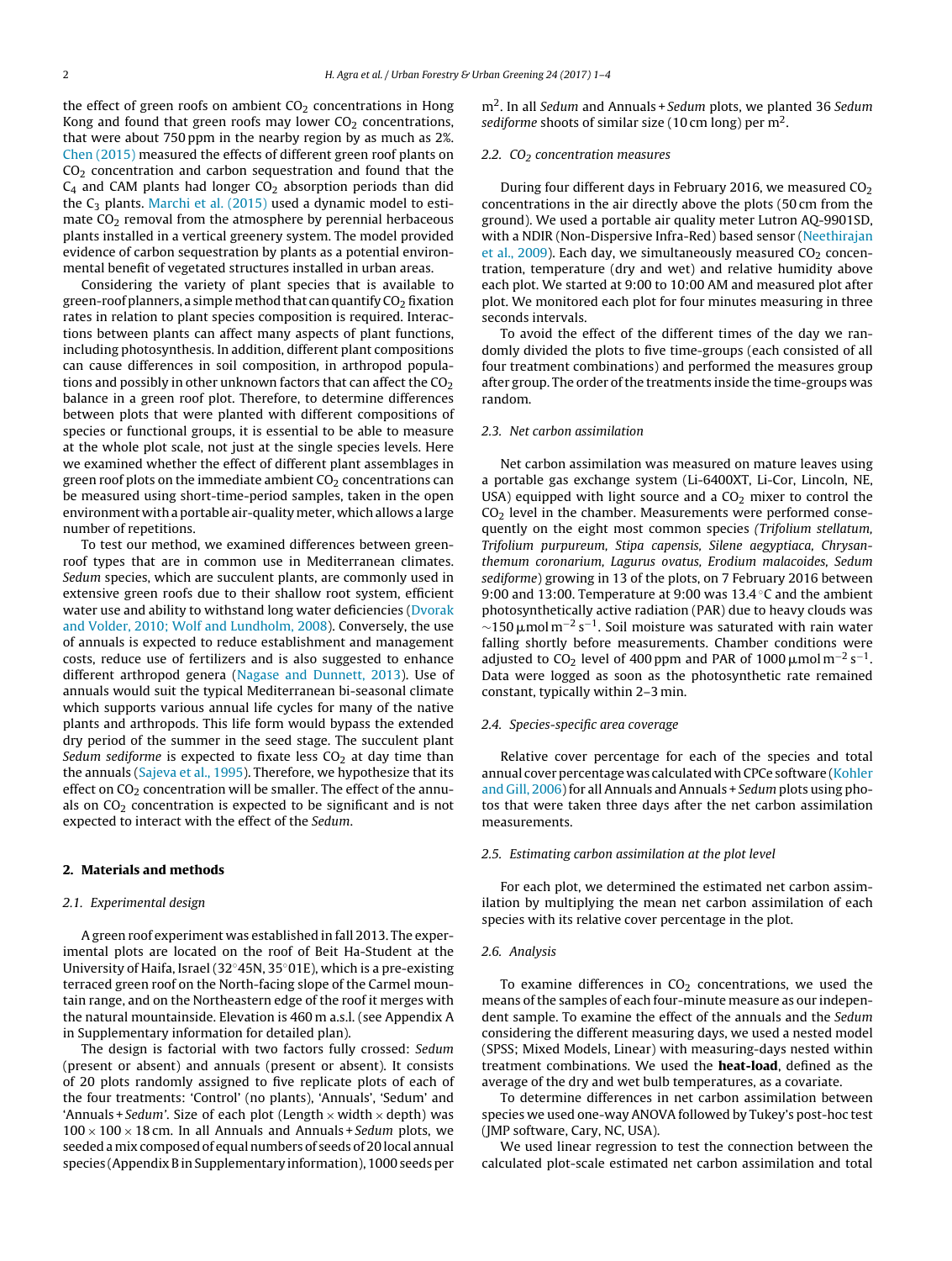the effect of green roofs on ambient $CO_2$ concentrations in Hong Kong and found that green roofs may lower $CO_2$ concentrations, that were about 750 ppm in the nearby region by as much as 2%. Chen (2015) measured the effects of different green roof plants on $CO_2$ concentration and carbon sequestration and found that the $C_4$ and CAM plants had longer $CO_2$ absorption periods than did the $C_3$ plants. Marchi et al. (2015) used a dynamic model to estimate $CO_2$ removal from the atmosphere by perennial herbaceous plants installed in a vertical greenery system. The model provided evidence of carbon sequestration by plants as a potential environmental benefit of vegetated structures installed in urban areas.

Considering the variety of plant species that is available to green-roof planners, a simple method that can quantify $CO_2$ fixation rates in relation to plant species composition is required. Interactions between plants can affect many aspects of plant functions, including photosynthesis. In addition, different plant compositions can cause differences in soil composition, in arthropod populations and possibly in other unknown factors that can affect the $CO_2$ balance in a green roof plot. Therefore, to determine differences between plots that were planted with different compositions of species or functional groups, it is essential to be able to measure at the whole plot scale, not just at the single species levels. Here we examined whether the effect of different plant assemblages in green roof plots on the immediate ambient $CO_2$ concentrations can be measured using short-time-period samples, taken in the open environment with a portable air-quality meter, which allows a large number of repetitions.

To test our method, we examined differences between green-roof types that are in common use in Mediterranean climates. *Sedum* species, which are succulent plants, are commonly used in extensive green roofs due to their shallow root system, efficient water use and ability to withstand long water deficiencies (Dvorak and Volder, 2010; Wolf and Lundholm, 2008). Conversely, the use of annuals is expected to reduce establishment and management costs, reduce use of fertilizers and is also suggested to enhance different arthropod genera (Nagase and Dunnett, 2013). Use of annuals would suit the typical Mediterranean bi-seasonal climate which supports various annual life cycles for many of the native plants and arthropods. This life form would bypass the extended dry period of the summer in the seed stage. The succulent plant *Sedum sediforme* is expected to fixate less $CO_2$ at day time than the annuals (Sajeva et al., 1995). Therefore, we hypothesize that its effect on $CO_2$ concentration will be smaller. The effect of the annuals on $CO_2$ concentration is expected to be significant and is not expected to interact with the effect of the *Sedum*.

## 2. Materials and methods

### 2.1. Experimental design

A green roof experiment was established in fall 2013. The experimental plots are located on the roof of Beit Ha-Student at the University of Haifa, Israel (32°45N, 35°01E), which is a pre-existing terraced green roof on the North-facing slope of the Carmel mountain range, and on the Northeastern edge of the roof it merges with the natural mountainside. Elevation is 460 m a.s.l. (see Appendix A in Supplementary information for detailed plan).

The design is factorial with two factors fully crossed: *Sedum* (present or absent) and annuals (present or absent). It consists of 20 plots randomly assigned to five replicate plots of each of the four treatments: 'Control' (no plants), 'Annuals', 'Sedum' and 'Annuals + *Sedum*'. Size of each plot (Length × width × depth) was 100 × 100 × 18 cm. In all Annuals and Annuals + *Sedum* plots, we seeded a mix composed of equal numbers of seeds of 20 local annual species (Appendix B in Supplementary information), 1000 seeds per $m^2$. In all *Sedum* and Annuals + *Sedum* plots, we planted 36 *Sedum sediforme* shoots of similar size (10 cm long) per $m^2$.

### 2.2. $CO_2$ concentration measures

During four different days in February 2016, we measured $CO_2$ concentrations in the air directly above the plots (50 cm from the ground). We used a portable air quality meter Lutron AQ-9901SD, with a NDIR (Non-Dispersive Infra-Red) based sensor (Neethirajan et al., 2009). Each day, we simultaneously measured $CO_2$ concentration, temperature (dry and wet) and relative humidity above each plot. We started at 9:00 to 10:00 AM and measured plot after plot. We monitored each plot for four minutes measuring in three seconds intervals.

To avoid the effect of the different times of the day we randomly divided the plots to five time-groups (each consisted of all four treatment combinations) and performed the measures group after group. The order of the treatments inside the time-groups was random.

### 2.3. Net carbon assimilation

Net carbon assimilation was measured on mature leaves using a portable gas exchange system (Li-6400XT, Li-Cor, Lincoln, NE, USA) equipped with light source and a $CO_2$ mixer to control the $CO_2$ level in the chamber. Measurements were performed consequently on the eight most common species *(Trifolium stellatum, Trifolium purpureum, Stipa capensis, Silene aegyptiaca, Chrysanthemum coronarium, Lagurus ovatus, Erodium malacoides, Sedum sediforme*) growing in 13 of the plots, on 7 February 2016 between 9:00 and 13:00. Temperature at 9:00 was 13.4 °C and the ambient photosynthetically active radiation (PAR) due to heavy clouds was ~150 $\mu mol\ m^{-2}\ s^{-1}$. Soil moisture was saturated with rain water falling shortly before measurements. Chamber conditions were adjusted to $CO_2$ level of 400 ppm and PAR of 1000 $\mu mol\ m^{-2}\ s^{-1}$. Data were logged as soon as the photosynthetic rate remained constant, typically within 2–3 min.

### 2.4. Species-specific area coverage

Relative cover percentage for each of the species and total annual cover percentage was calculated with CPCe software (Kohler and Gill, 2006) for all Annuals and Annuals + *Sedum* plots using photos that were taken three days after the net carbon assimilation measurements.

### 2.5. Estimating carbon assimilation at the plot level

For each plot, we determined the estimated net carbon assimilation by multiplying the mean net carbon assimilation of each species with its relative cover percentage in the plot.

### 2.6. Analysis

To examine differences in $CO_2$ concentrations, we used the means of the samples of each four-minute measure as our independent sample. To examine the effect of the annuals and the *Sedum* considering the different measuring days, we used a nested model (SPSS; Mixed Models, Linear) with measuring-days nested within treatment combinations. We used the **heat-load**, defined as the average of the dry and wet bulb temperatures, as a covariate.

To determine differences in net carbon assimilation between species we used one-way ANOVA followed by Tukey's post-hoc test (JMP software, Cary, NC, USA).

We used linear regression to test the connection between the calculated plot-scale estimated net carbon assimilation and total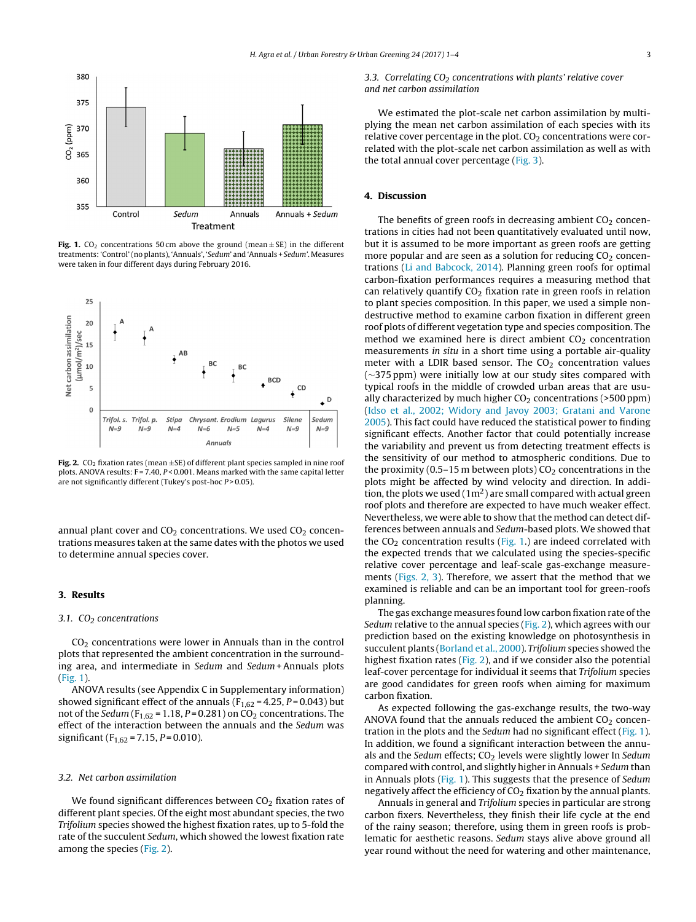**Fig. 1.** $CO_2$ concentrations 50 cm above the ground (mean ± SE) in the different treatments: 'Control' (no plants), 'Annuals', '*Sedum*' and 'Annuals + *Sedum*'. Measures were taken in four different days during February 2016.

**Fig. 2.** $CO_2$ fixation rates (mean ±SE) of different plant species sampled in nine roof plots. ANOVA results: F = 7.40, $P < 0.001$. Means marked with the same capital letter are not significantly different (Tukey's post-hoc $P > 0.05$).

annual plant cover and $CO_2$ concentrations. We used $CO_2$ concentrations measures taken at the same dates with the photos we used to determine annual species cover.

## 3. Results

### 3.1. $CO_2$ concentrations

$CO_2$ concentrations were lower in Annuals than in the control plots that represented the ambient concentration in the surrounding area, and intermediate in *Sedum* and *Sedum* + Annuals plots (Fig. 1).

ANOVA results (see Appendix C in Supplementary information) showed significant effect of the annuals ($F_{1,62} = 4.25$, $P = 0.043$) but not of the *Sedum* ($F_{1,62} = 1.18$, $P = 0.281$) on $CO_2$ concentrations. The effect of the interaction between the annuals and the *Sedum* was significant ($F_{1,62} = 7.15$, $P = 0.010$).

### 3.2. Net carbon assimilation

We found significant differences between $CO_2$ fixation rates of different plant species. Of the eight most abundant species, the two *Trifolium* species showed the highest fixation rates, up to 5-fold the rate of the succulent *Sedum*, which showed the lowest fixation rate among the species (Fig. 2).

### 3.3. Correlating $CO_2$ concentrations with plants' relative cover and net carbon assimilation

We estimated the plot-scale net carbon assimilation by multiplying the mean net carbon assimilation of each species with its relative cover percentage in the plot. $CO_2$ concentrations were correlated with the plot-scale net carbon assimilation as well as with the total annual cover percentage (Fig. 3).

## 4. Discussion

The benefits of green roofs in decreasing ambient $CO_2$ concentrations in cities had not been quantitatively evaluated until now, but it is assumed to be more important as green roofs are getting more popular and are seen as a solution for reducing $CO_2$ concentrations (Li and Babcock, 2014). Planning green roofs for optimal carbon-fixation performances requires a measuring method that can relatively quantify $CO_2$ fixation rate in green roofs in relation to plant species composition. In this paper, we used a simple non-destructive method to examine carbon fixation in different green roof plots of different vegetation type and species composition. The method we examined here is direct ambient $CO_2$ concentration measurements *in situ* in a short time using a portable air-quality meter with a LDIR based sensor. The $CO_2$ concentration values (~375 ppm) were initially low at our study sites compared with typical roofs in the middle of crowded urban areas that are usually characterized by much higher $CO_2$ concentrations (>500 ppm) (Idso et al., 2002; Widory and Javoy 2003; Gratani and Varone 2005). This fact could have reduced the statistical power to finding significant effects. Another factor that could potentially increase the variability and prevent us from detecting treatment effects is the sensitivity of our method to atmospheric conditions. Due to the proximity (0.5–15 m between plots) $CO_2$ concentrations in the plots might be affected by wind velocity and direction. In addition, the plots we used (1m$^2$) are small compared with actual green roof plots and therefore are expected to have much weaker effect. Nevertheless, we were able to show that the method can detect differences between annuals and *Sedum*-based plots. We showed that the $CO_2$ concentration results (Fig. 1.) are indeed correlated with the expected trends that we calculated using the species-specific relative cover percentage and leaf-scale gas-exchange measurements (Figs. 2, 3). Therefore, we assert that the method that we examined is reliable and can be an important tool for green-roofs planning.

The gas exchange measures found low carbon fixation rate of the *Sedum* relative to the annual species (Fig. 2), which agrees with our prediction based on the existing knowledge on photosynthesis in succulent plants (Borland et al., 2000). *Trifolium* species showed the highest fixation rates (Fig. 2), and if we consider also the potential leaf-cover percentage for individual it seems that *Trifolium* species are good candidates for green roofs when aiming for maximum carbon fixation.

As expected following the gas-exchange results, the two-way ANOVA found that the annuals reduced the ambient $CO_2$ concentration in the plots and the *Sedum* had no significant effect (Fig. 1). In addition, we found a significant interaction between the annuals and the *Sedum* effects; $CO_2$ levels were slightly lower In *Sedum* compared with control, and slightly higher in Annuals + *Sedum* than in Annuals plots (Fig. 1). This suggests that the presence of *Sedum* negatively affect the efficiency of $CO_2$ fixation by the annual plants.

Annuals in general and *Trifolium* species in particular are strong carbon fixers. Nevertheless, they finish their life cycle at the end of the rainy season; therefore, using them in green roofs is problematic for aesthetic reasons. *Sedum* stays alive above ground all year round without the need for watering and other maintenance,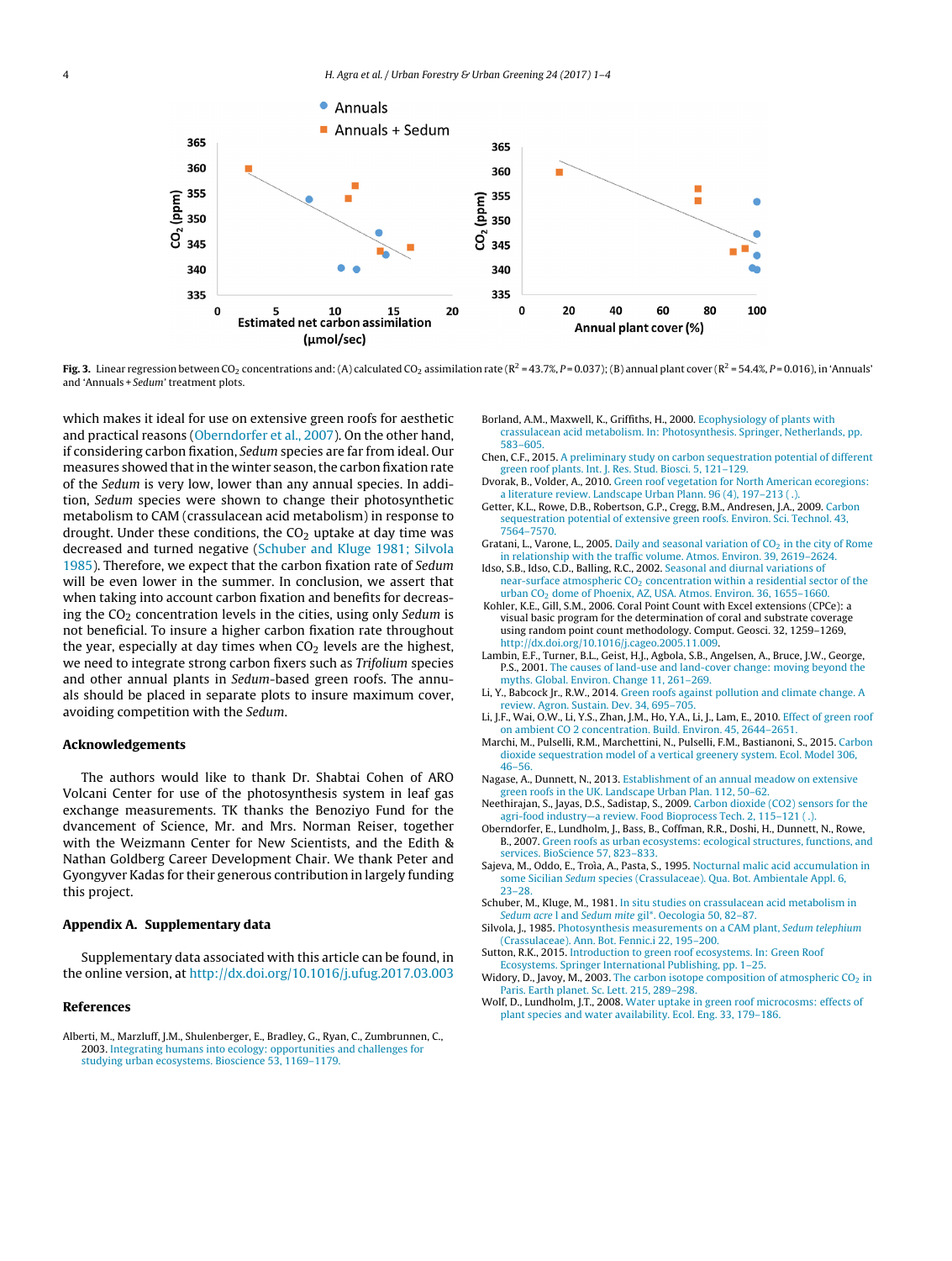Annuals

Annuals + Sedum

365
360
355
350
345
340
335

$CO_2$ (ppm)

0 5 10 15 20

Estimated net carbon assimilation (μmol/sec)

365
360
355
350
345
340
335

$CO_2$ (ppm)

0 20 40 60 80 100

Annual plant cover (%)

**Fig. 3.** Linear regression between $CO_2$ concentrations and: (A) calculated $CO_2$ assimilation rate ($R^2$ = 43.7%, $P$ = 0.037); (B) annual plant cover ($R^2$ = 54.4%, $P$ = 0.016), in 'Annuals' and 'Annuals + *Sedum*' treatment plots.

which makes it ideal for use on extensive green roofs for aesthetic and practical reasons (Oberndorfer et al., 2007). On the other hand, if considering carbon fixation, *Sedum* species are far from ideal. Our measures showed that in the winter season, the carbon fixation rate of the *Sedum* is very low, lower than any annual species. In addition, *Sedum* species were shown to change their photosynthetic metabolism to CAM (crassulacean acid metabolism) in response to drought. Under these conditions, the $CO_2$ uptake at day time was decreased and turned negative (Schuber and Kluge 1981; Silvola 1985). Therefore, we expect that the carbon fixation rate of *Sedum* will be even lower in the summer. In conclusion, we assert that when taking into account carbon fixation and benefits for decreasing the $CO_2$ concentration levels in the cities, using only *Sedum* is not beneficial. To insure a higher carbon fixation rate throughout the year, especially at day times when $CO_2$ levels are the highest, we need to integrate strong carbon fixers such as *Trifolium* species and other annual plants in *Sedum*-based green roofs. The annuals should be placed in separate plots to insure maximum cover, avoiding competition with the *Sedum*.

## Acknowledgements

The authors would like to thank Dr. Shabtai Cohen of ARO Volcani Center for use of the photosynthesis system in leaf gas exchange measurements. TK thanks the Benoziyo Fund for the dvancement of Science, Mr. and Mrs. Norman Reiser, together with the Weizmann Center for New Scientists, and the Edith & Nathan Goldberg Career Development Chair. We thank Peter and Gyongyver Kadas for their generous contribution in largely funding this project.

## Appendix A. Supplementary data

Supplementary data associated with this article can be found, in the online version, at http://dx.doi.org/10.1016/j.ufug.2017.03.003

## References

Alberti, M., Marzluff, J.M., Shulenberger, E., Bradley, G., Ryan, C., Zumbrunnen, C., 2003. Integrating humans into ecology: opportunities and challenges for studying urban ecosystems. Bioscience 53, 1169–1179.

Borland, A.M., Maxwell, K., Griffiths, H., 2000. Ecophysiology of plants with crassulacean acid metabolism. In: Photosynthesis. Springer, Netherlands, pp. 583–605.

Chen, C.F., 2015. A preliminary study on carbon sequestration potential of different green roof plants. Int. J. Res. Stud. Biosci. 5, 121–129.

Dvorak, B., Volder, A., 2010. Green roof vegetation for North American ecoregions: a literature review. Landscape Urban Plann. 96 (4), 197–213 ( .).

Getter, K.L., Rowe, D.B., Robertson, G.P., Cregg, B.M., Andresen, J.A., 2009. Carbon sequestration potential of extensive green roofs. Environ. Sci. Technol. 43, 7564–7570.

Gratani, L., Varone, L., 2005. Daily and seasonal variation of $CO_2$ in the city of Rome in relationship with the traffic volume. Atmos. Environ. 39, 2619–2624.

Idso, S.B., Idso, C.D., Balling, R.C., 2002. Seasonal and diurnal variations of near-surface atmospheric $CO_2$ concentration within a residential sector of the urban $CO_2$ dome of Phoenix, AZ, USA. Atmos. Environ. 36, 1655–1660.

Kohler, K.E., Gill, S.M., 2006. Coral Point Count with Excel extensions (CPCe): a visual basic program for the determination of coral and substrate coverage using random point count methodology. Comput. Geosci. 32, 1259–1269, http://dx.doi.org/10.1016/j.cageo.2005.11.009.

Lambin, E.F., Turner, B.L., Geist, H.J., Agbola, S.B., Angelsen, A., Bruce, J.W., George, P.S., 2001. The causes of land-use and land-cover change: moving beyond the myths. Global. Environ. Change 11, 261–269.

Li, Y., Babcock Jr., R.W., 2014. Green roofs against pollution and climate change. A review. Agron. Sustain. Dev. 34, 695–705.

Li, J.F., Wai, O.W., Li, Y.S., Zhan, J.M., Ho, Y.A., Li, J., Lam, E., 2010. Effect of green roof on ambient CO 2 concentration. Build. Environ. 45, 2644–2651.

Marchi, M., Pulselli, R.M., Marchettini, N., Pulselli, F.M., Bastianoni, S., 2015. Carbon dioxide sequestration model of a vertical greenery system. Ecol. Model 306, 46–56.

Nagase, A., Dunnett, N., 2013. Establishment of an annual meadow on extensive green roofs in the UK. Landscape Urban Plan. 112, 50–62.

Neethirajan, S., Jayas, D.S., Sadistap, S., 2009. Carbon dioxide (CO2) sensors for the agri-food industry—a review. Food Bioprocess Tech. 2, 115–121 ( .).

Oberndorfer, E., Lundholm, J., Bass, B., Coffman, R.R., Doshi, H., Dunnett, N., Rowe, B., 2007. Green roofs as urban ecosystems: ecological structures, functions, and services. BioScience 57, 823–833.

Sajeva, M., Oddo, E., Troìa, A., Pasta, S., 1995. Nocturnal malic acid accumulation in some Sicilian *Sedum* species (Crassulaceae). Qua. Bot. Ambientale Appl. 6, 23–28.

Schuber, M., Kluge, M., 1981. In situ studies on crassulacean acid metabolism in *Sedum acre* l and *Sedum mite* gil*. Oecologia 50, 82–87.

Silvola, J., 1985. Photosynthesis measurements on a CAM plant, *Sedum telephium* (Crassulaceae). Ann. Bot. Fennic.i 22, 195–200.

Sutton, R.K., 2015. Introduction to green roof ecosystems. In: Green Roof Ecosystems. Springer International Publishing, pp. 1–25.

Widory, D., Javoy, M., 2003. The carbon isotope composition of atmospheric $CO_2$ in Paris. Earth planet. Sc. Lett. 215, 289–298.

Wolf, D., Lundholm, J.T., 2008. Water uptake in green roof microcosms: effects of plant species and water availability. Ecol. Eng. 33, 179–186.